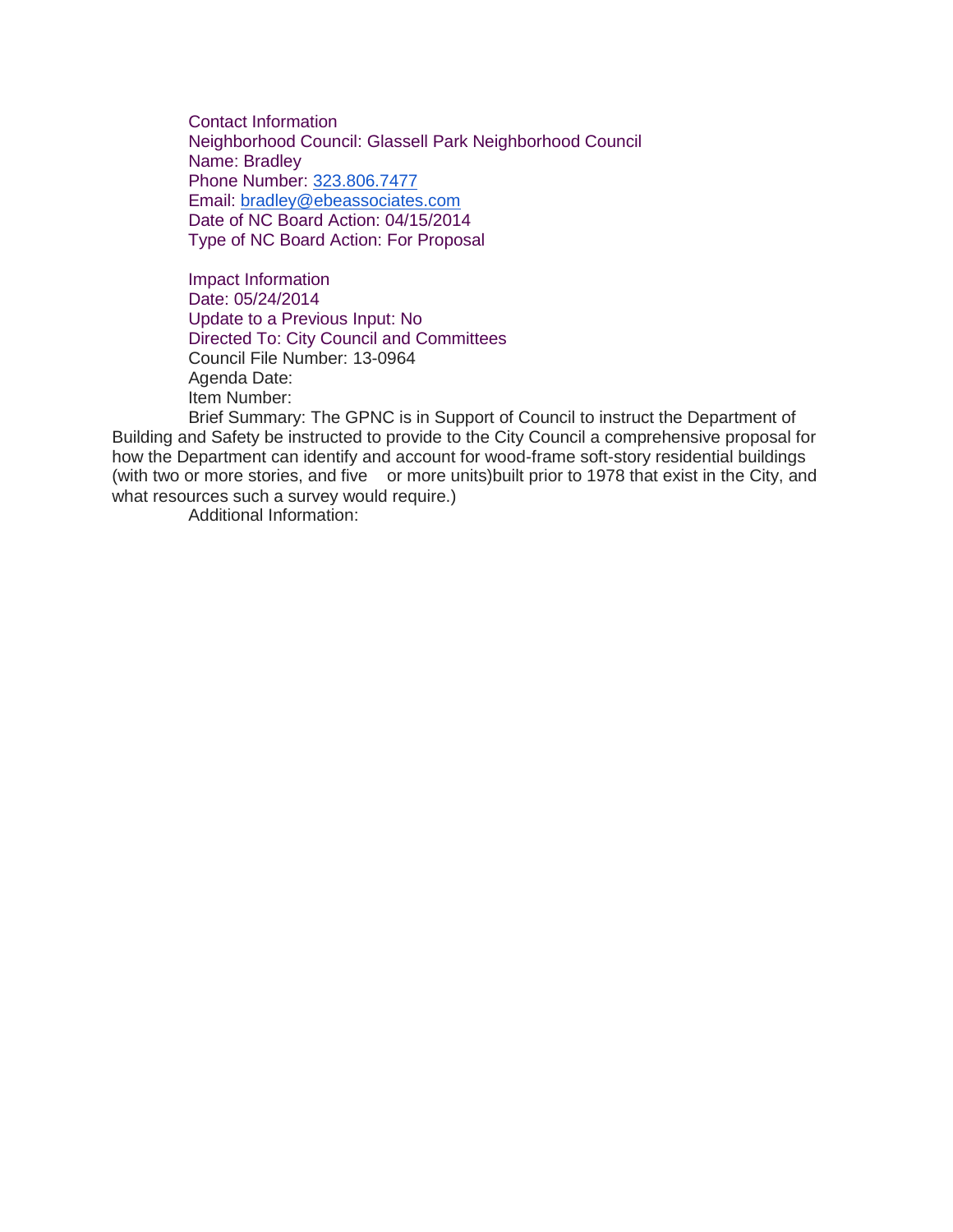Contact Information
Neighborhood Council: Glassell Park Neighborhood Council
Name: Bradley
Phone Number: 323.806.7477
Email: bradley@ebeassociates.com
Date of NC Board Action: 04/15/2014
Type of NC Board Action: For Proposal

Impact Information
Date: 05/24/2014
Update to a Previous Input: No
Directed To: City Council and Committees
Council File Number: 13-0964
Agenda Date:
Item Number:
Brief Summary: The GPNC is in Support of Council to instruct the Department of Building and Safety be instructed to provide to the City Council a comprehensive proposal for how the Department can identify and account for wood-frame soft-story residential buildings (with two or more stories, and five or more units)built prior to 1978 that exist in the City, and what resources such a survey would require.)
Additional Information: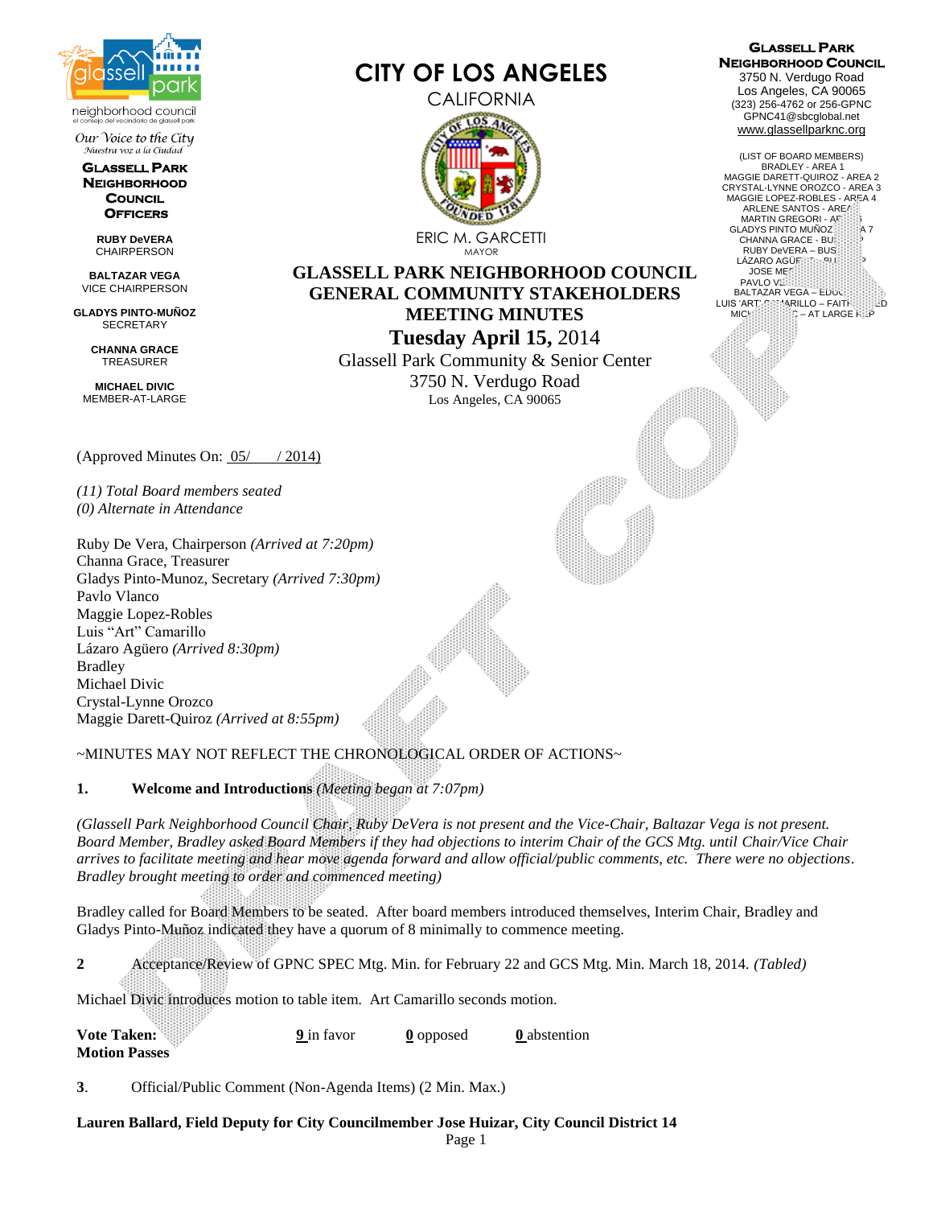# CITY OF LOS ANGELES

CALIFORNIA

ERIC M. GARCETTI
MAYOR

**GLASSELL PARK NEIGHBORHOOD COUNCIL OFFICERS**

**RUBY DeVERA**
CHAIRPERSON

**BALTAZAR VEGA**
VICE CHAIRPERSON

**GLADYS PINTO-MUÑOZ**
SECRETARY

**CHANNA GRACE**
TREASURER

**MICHAEL DIVIC**
MEMBER-AT-LARGE

**GLASSELL PARK NEIGHBORHOOD COUNCIL**
3750 N. Verdugo Road
Los Angeles, CA 90065
(323) 256-4762 or 256-GPNC
GPNC41@sbcglobal.net
www.glassellparknc.org

(LIST OF BOARD MEMBERS)
BRADLEY - AREA 1
MAGGIE DARETT-QUIROZ - AREA 2
CRYSTAL-LYNNE OROZCO - AREA 3
MAGGIE LOPEZ-ROBLES - AREA 4
ARLENE SANTOS - AREA
MARTIN GREGORI - AREA 5
GLADYS PINTO MUÑOZ - AREA 7
CHANNA GRACE - BUS
RUBY DeVERA – BUS
LÁZARO AGÜERO – BUS
JOSE ME
PAVLO V
BALTAZAR VEGA – EDUC
LUIS 'ART' CAMARILLO – FAITH BASED
MIC – AT LARGE REP

## GLASSELL PARK NEIGHBORHOOD COUNCIL GENERAL COMMUNITY STAKEHOLDERS MEETING MINUTES

**Tuesday April 15, 2014**
Glassell Park Community & Senior Center
3750 N. Verdugo Road
Los Angeles, CA 90065

(Approved Minutes On: 05/ / 2014)

*(11) Total Board members seated*
*(0) Alternate in Attendance*

Ruby De Vera, Chairperson *(Arrived at 7:20pm)*
Channa Grace, Treasurer
Gladys Pinto-Munoz, Secretary *(Arrived 7:30pm)*
Pavlo Vlanco
Maggie Lopez-Robles
Luis "Art" Camarillo
Lázaro Agüero *(Arrived 8:30pm)*
Bradley
Michael Divic
Crystal-Lynne Orozco
Maggie Darett-Quiroz *(Arrived at 8:55pm)*

~MINUTES MAY NOT REFLECT THE CHRONOLOGICAL ORDER OF ACTIONS~

**1. Welcome and Introductions** *(Meeting began at 7:07pm)*

*(Glassell Park Neighborhood Council Chair, Ruby DeVera is not present and the Vice-Chair, Baltazar Vega is not present. Board Member, Bradley asked Board Members if they had objections to interim Chair of the GCS Mtg. until Chair/Vice Chair arrives to facilitate meeting and hear move agenda forward and allow official/public comments, etc. There were no objections. Bradley brought meeting to order and commenced meeting)*

Bradley called for Board Members to be seated. After board members introduced themselves, Interim Chair, Bradley and Gladys Pinto-Muñoz indicated they have a quorum of 8 minimally to commence meeting.

**2** Acceptance/Review of GPNC SPEC Mtg. Min. for February 22 and GCS Mtg. Min. March 18, 2014. *(Tabled)*

Michael Divic introduces motion to table item. Art Camarillo seconds motion.

**Vote Taken:** 9 in favor 0 opposed 0 abstention
**Motion Passes**

**3**. Official/Public Comment (Non-Agenda Items) (2 Min. Max.)

**Lauren Ballard, Field Deputy for City Councilmember Jose Huizar, City Council District 14**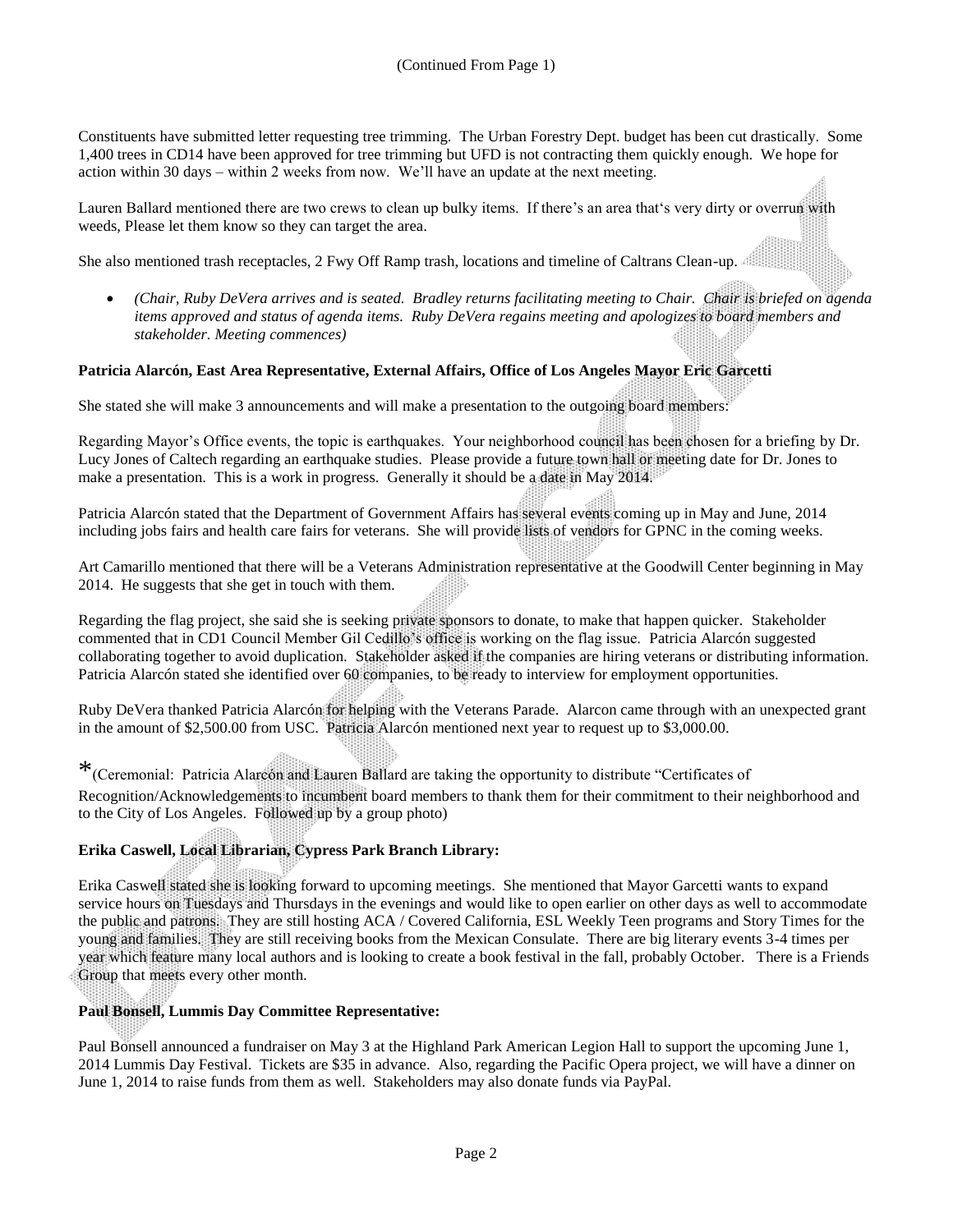(Continued From Page 1)

Constituents have submitted letter requesting tree trimming. The Urban Forestry Dept. budget has been cut drastically. Some 1,400 trees in CD14 have been approved for tree trimming but UFD is not contracting them quickly enough. We hope for action within 30 days – within 2 weeks from now. We'll have an update at the next meeting.

Lauren Ballard mentioned there are two crews to clean up bulky items. If there's an area that's very dirty or overrun with weeds, Please let them know so they can target the area.

She also mentioned trash receptacles, 2 Fwy Off Ramp trash, locations and timeline of Caltrans Clean-up.

- *(Chair, Ruby DeVera arrives and is seated. Bradley returns facilitating meeting to Chair. Chair is briefed on agenda items approved and status of agenda items. Ruby DeVera regains meeting and apologizes to board members and stakeholder. Meeting commences)*

**Patricia Alarcón, East Area Representative, External Affairs, Office of Los Angeles Mayor Eric Garcetti**

She stated she will make 3 announcements and will make a presentation to the outgoing board members:

Regarding Mayor's Office events, the topic is earthquakes. Your neighborhood council has been chosen for a briefing by Dr. Lucy Jones of Caltech regarding an earthquake studies. Please provide a future town hall or meeting date for Dr. Jones to make a presentation. This is a work in progress. Generally it should be a date in May 2014.

Patricia Alarcón stated that the Department of Government Affairs has several events coming up in May and June, 2014 including jobs fairs and health care fairs for veterans. She will provide lists of vendors for GPNC in the coming weeks.

Art Camarillo mentioned that there will be a Veterans Administration representative at the Goodwill Center beginning in May 2014. He suggests that she get in touch with them.

Regarding the flag project, she said she is seeking private sponsors to donate, to make that happen quicker. Stakeholder commented that in CD1 Council Member Gil Cedillo's office is working on the flag issue. Patricia Alarcón suggested collaborating together to avoid duplication. Stakeholder asked if the companies are hiring veterans or distributing information. Patricia Alarcón stated she identified over 60 companies, to be ready to interview for employment opportunities.

Ruby DeVera thanked Patricia Alarcón for helping with the Veterans Parade. Alarcon came through with an unexpected grant in the amount of $2,500.00 from USC. Patricia Alarcón mentioned next year to request up to $3,000.00.

*(Ceremonial: Patricia Alarcón and Lauren Ballard are taking the opportunity to distribute "Certificates of Recognition/Acknowledgements to incumbent board members to thank them for their commitment to their neighborhood and to the City of Los Angeles. Followed up by a group photo)

**Erika Caswell, Local Librarian, Cypress Park Branch Library:**

Erika Caswell stated she is looking forward to upcoming meetings. She mentioned that Mayor Garcetti wants to expand service hours on Tuesdays and Thursdays in the evenings and would like to open earlier on other days as well to accommodate the public and patrons. They are still hosting ACA / Covered California, ESL Weekly Teen programs and Story Times for the young and families. They are still receiving books from the Mexican Consulate. There are big literary events 3-4 times per year which feature many local authors and is looking to create a book festival in the fall, probably October. There is a Friends Group that meets every other month.

**Paul Bonsell, Lummis Day Committee Representative:**

Paul Bonsell announced a fundraiser on May 3 at the Highland Park American Legion Hall to support the upcoming June 1, 2014 Lummis Day Festival. Tickets are $35 in advance. Also, regarding the Pacific Opera project, we will have a dinner on June 1, 2014 to raise funds from them as well. Stakeholders may also donate funds via PayPal.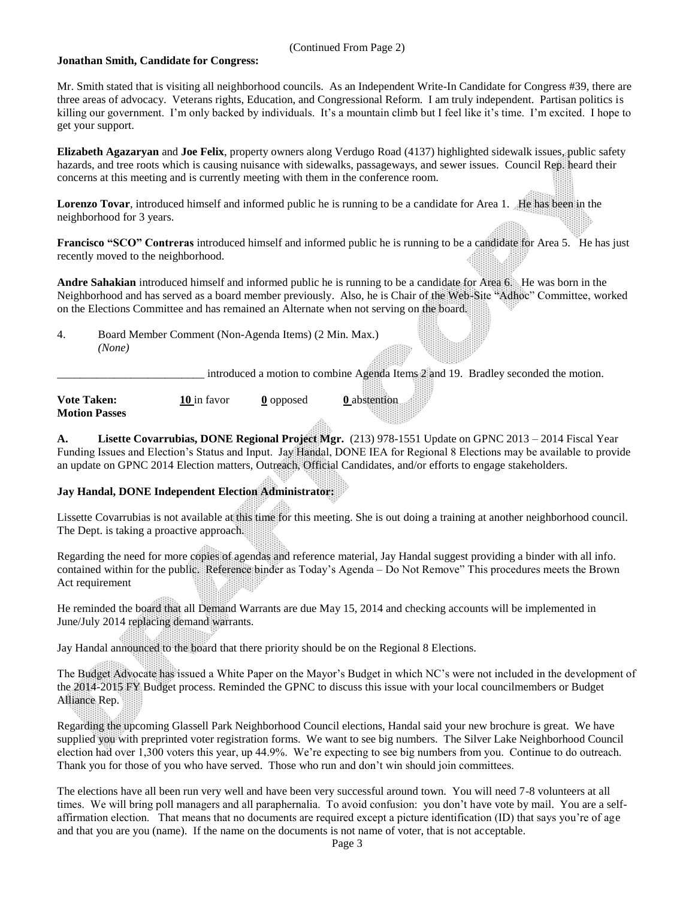(Continued From Page 2)

**Jonathan Smith, Candidate for Congress:**

Mr. Smith stated that is visiting all neighborhood councils. As an Independent Write-In Candidate for Congress #39, there are three areas of advocacy. Veterans rights, Education, and Congressional Reform. I am truly independent. Partisan politics is killing our government. I'm only backed by individuals. It's a mountain climb but I feel like it's time. I'm excited. I hope to get your support.

**Elizabeth Agazaryan** and **Joe Felix**, property owners along Verdugo Road (4137) highlighted sidewalk issues, public safety hazards, and tree roots which is causing nuisance with sidewalks, passageways, and sewer issues. Council Rep. heard their concerns at this meeting and is currently meeting with them in the conference room.

**Lorenzo Tovar**, introduced himself and informed public he is running to be a candidate for Area 1. He has been in the neighborhood for 3 years.

**Francisco "SCO" Contreras** introduced himself and informed public he is running to be a candidate for Area 5. He has just recently moved to the neighborhood.

**Andre Sahakian** introduced himself and informed public he is running to be a candidate for Area 6. He was born in the Neighborhood and has served as a board member previously. Also, he is Chair of the Web-Site "Adhoc" Committee, worked on the Elections Committee and has remained an Alternate when not serving on the board.

4. Board Member Comment (Non-Agenda Items) (2 Min. Max.)
   *(None)*

__________________________ introduced a motion to combine Agenda Items 2 and 19. Bradley seconded the motion.

**Vote Taken:** 10 in favor 0 opposed 0 abstention
**Motion Passes**

**A. Lisette Covarrubias, DONE Regional Project Mgr.** (213) 978-1551 Update on GPNC 2013 – 2014 Fiscal Year Funding Issues and Election's Status and Input. Jay Handal, DONE IEA for Regional 8 Elections may be available to provide an update on GPNC 2014 Election matters, Outreach, Official Candidates, and/or efforts to engage stakeholders.

**Jay Handal, DONE Independent Election Administrator:**

Lissette Covarrubias is not available at this time for this meeting. She is out doing a training at another neighborhood council. The Dept. is taking a proactive approach.

Regarding the need for more copies of agendas and reference material, Jay Handal suggest providing a binder with all info. contained within for the public. Reference binder as Today's Agenda – Do Not Remove" This procedures meets the Brown Act requirement

He reminded the board that all Demand Warrants are due May 15, 2014 and checking accounts will be implemented in June/July 2014 replacing demand warrants.

Jay Handal announced to the board that there priority should be on the Regional 8 Elections.

The Budget Advocate has issued a White Paper on the Mayor's Budget in which NC's were not included in the development of the 2014-2015 FY Budget process. Reminded the GPNC to discuss this issue with your local councilmembers or Budget Alliance Rep.

Regarding the upcoming Glassell Park Neighborhood Council elections, Handal said your new brochure is great. We have supplied you with preprinted voter registration forms. We want to see big numbers. The Silver Lake Neighborhood Council election had over 1,300 voters this year, up 44.9%. We're expecting to see big numbers from you. Continue to do outreach. Thank you for those of you who have served. Those who run and don't win should join committees.

The elections have all been run very well and have been very successful around town. You will need 7-8 volunteers at all times. We will bring poll managers and all paraphernalia. To avoid confusion: you don't have vote by mail. You are a self-affirmation election. That means that no documents are required except a picture identification (ID) that says you're of age and that you are you (name). If the name on the documents is not name of voter, that is not acceptable.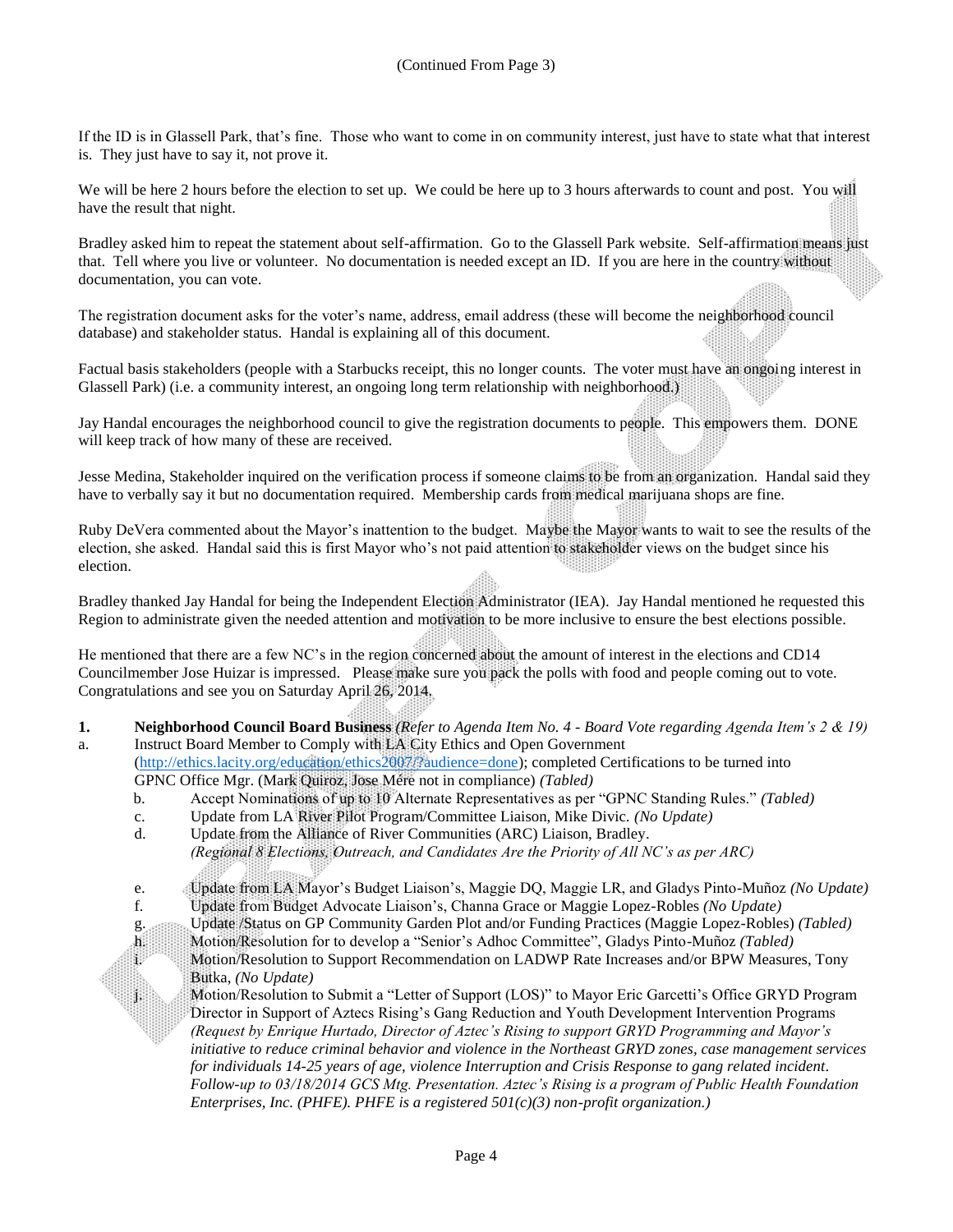(Continued From Page 3)

If the ID is in Glassell Park, that's fine. Those who want to come in on community interest, just have to state what that interest is. They just have to say it, not prove it.

We will be here 2 hours before the election to set up. We could be here up to 3 hours afterwards to count and post. You will have the result that night.

Bradley asked him to repeat the statement about self-affirmation. Go to the Glassell Park website. Self-affirmation means just that. Tell where you live or volunteer. No documentation is needed except an ID. If you are here in the country without documentation, you can vote.

The registration document asks for the voter's name, address, email address (these will become the neighborhood council database) and stakeholder status. Handal is explaining all of this document.

Factual basis stakeholders (people with a Starbucks receipt, this no longer counts. The voter must have an ongoing interest in Glassell Park) (i.e. a community interest, an ongoing long term relationship with neighborhood.)

Jay Handal encourages the neighborhood council to give the registration documents to people. This empowers them. DONE will keep track of how many of these are received.

Jesse Medina, Stakeholder inquired on the verification process if someone claims to be from an organization. Handal said they have to verbally say it but no documentation required. Membership cards from medical marijuana shops are fine.

Ruby DeVera commented about the Mayor's inattention to the budget. Maybe the Mayor wants to wait to see the results of the election, she asked. Handal said this is first Mayor who's not paid attention to stakeholder views on the budget since his election.

Bradley thanked Jay Handal for being the Independent Election Administrator (IEA). Jay Handal mentioned he requested this Region to administrate given the needed attention and motivation to be more inclusive to ensure the best elections possible.

He mentioned that there are a few NC's in the region concerned about the amount of interest in the elections and CD14 Councilmember Jose Huizar is impressed. Please make sure you pack the polls with food and people coming out to vote. Congratulations and see you on Saturday April 26, 2014.

**1. Neighborhood Council Board Business** *(Refer to Agenda Item No. 4 - Board Vote regarding Agenda Item's 2 & 19)*

a. Instruct Board Member to Comply with LA City Ethics and Open Government (http://ethics.lacity.org/education/ethics2007/?audience=done); completed Certifications to be turned into GPNC Office Mgr. (Mark Quiroz, Jose Mére not in compliance) *(Tabled)*

b. Accept Nominations of up to 10 Alternate Representatives as per "GPNC Standing Rules." *(Tabled)*

c. Update from LA River Pilot Program/Committee Liaison, Mike Divic. *(No Update)*

d. Update from the Alliance of River Communities (ARC) Liaison, Bradley. *(Regional 8 Elections, Outreach, and Candidates Are the Priority of All NC's as per ARC)*

e. Update from LA Mayor's Budget Liaison's, Maggie DQ, Maggie LR, and Gladys Pinto-Muñoz *(No Update)*

f. Update from Budget Advocate Liaison's, Channa Grace or Maggie Lopez-Robles *(No Update)*

g. Update /Status on GP Community Garden Plot and/or Funding Practices (Maggie Lopez-Robles) *(Tabled)*

h. Motion/Resolution for to develop a "Senior's Adhoc Committee", Gladys Pinto-Muñoz *(Tabled)*

i. Motion/Resolution to Support Recommendation on LADWP Rate Increases and/or BPW Measures, Tony Butka, *(No Update)*

j. Motion/Resolution to Submit a "Letter of Support (LOS)" to Mayor Eric Garcetti's Office GRYD Program Director in Support of Aztecs Rising's Gang Reduction and Youth Development Intervention Programs *(Request by Enrique Hurtado, Director of Aztec's Rising to support GRYD Programming and Mayor's initiative to reduce criminal behavior and violence in the Northeast GRYD zones, case management services for individuals 14-25 years of age, violence Interruption and Crisis Response to gang related incident. Follow-up to 03/18/2014 GCS Mtg. Presentation. Aztec's Rising is a program of Public Health Foundation Enterprises, Inc. (PHFE). PHFE is a registered 501(c)(3) non-profit organization.)*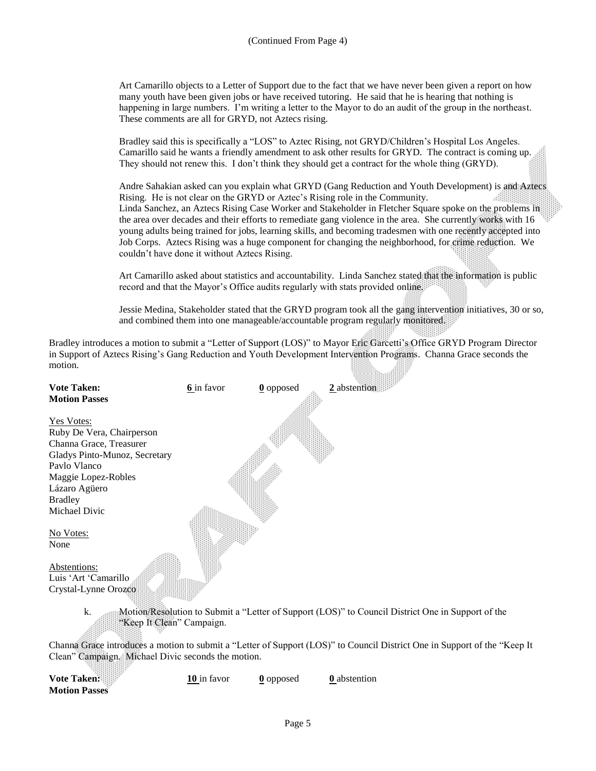(Continued From Page 4)

Art Camarillo objects to a Letter of Support due to the fact that we have never been given a report on how many youth have been given jobs or have received tutoring. He said that he is hearing that nothing is happening in large numbers. I'm writing a letter to the Mayor to do an audit of the group in the northeast. These comments are all for GRYD, not Aztecs rising.

Bradley said this is specifically a "LOS" to Aztec Rising, not GRYD/Children's Hospital Los Angeles. Camarillo said he wants a friendly amendment to ask other results for GRYD. The contract is coming up. They should not renew this. I don't think they should get a contract for the whole thing (GRYD).

Andre Sahakian asked can you explain what GRYD (Gang Reduction and Youth Development) is and Aztecs Rising. He is not clear on the GRYD or Aztec's Rising role in the Community.
Linda Sanchez, an Aztecs Rising Case Worker and Stakeholder in Fletcher Square spoke on the problems in the area over decades and their efforts to remediate gang violence in the area. She currently works with 16 young adults being trained for jobs, learning skills, and becoming tradesmen with one recently accepted into Job Corps. Aztecs Rising was a huge component for changing the neighborhood, for crime reduction. We couldn't have done it without Aztecs Rising.

Art Camarillo asked about statistics and accountability. Linda Sanchez stated that the information is public record and that the Mayor's Office audits regularly with stats provided online.

Jessie Medina, Stakeholder stated that the GRYD program took all the gang intervention initiatives, 30 or so, and combined them into one manageable/accountable program regularly monitored.

Bradley introduces a motion to submit a "Letter of Support (LOS)" to Mayor Eric Garcetti's Office GRYD Program Director in Support of Aztecs Rising's Gang Reduction and Youth Development Intervention Programs. Channa Grace seconds the motion.

**Vote Taken:** **6** in favor **0** opposed **2** abstention
**Motion Passes**

Yes Votes:
Ruby De Vera, Chairperson
Channa Grace, Treasurer
Gladys Pinto-Munoz, Secretary
Pavlo Vlanco
Maggie Lopez-Robles
Lázaro Agüero
Bradley
Michael Divic

No Votes:
None

Abstentions:
Luis 'Art 'Camarillo
Crystal-Lynne Orozco

k. Motion/Resolution to Submit a "Letter of Support (LOS)" to Council District One in Support of the "Keep It Clean" Campaign.

Channa Grace introduces a motion to submit a "Letter of Support (LOS)" to Council District One in Support of the "Keep It Clean" Campaign. Michael Divic seconds the motion.

**Vote Taken:** **10** in favor **0** opposed **0** abstention
**Motion Passes**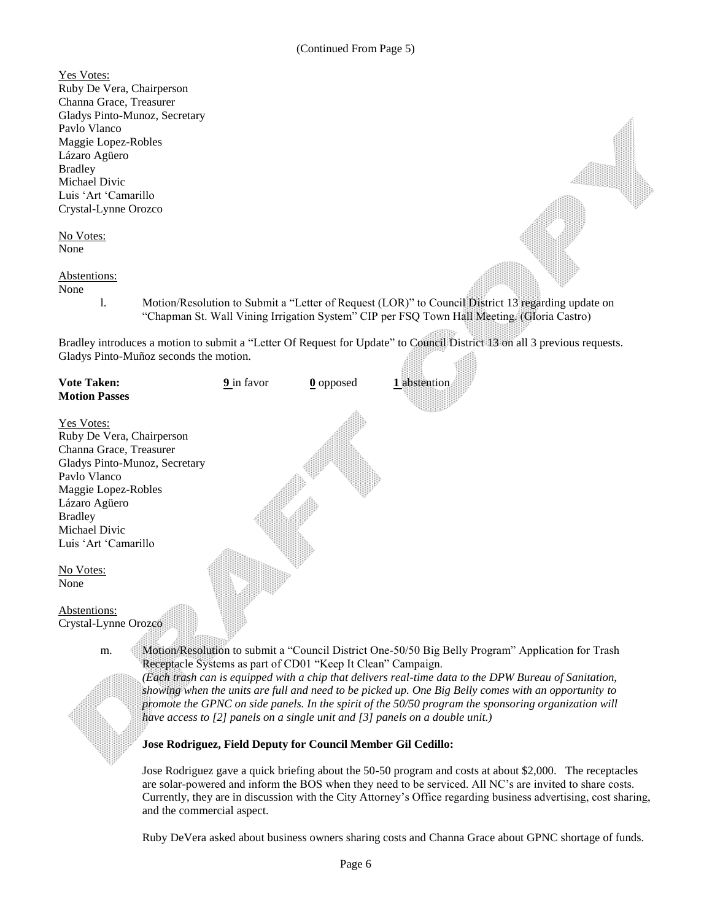(Continued From Page 5)

Yes Votes:
Ruby De Vera, Chairperson
Channa Grace, Treasurer
Gladys Pinto-Munoz, Secretary
Pavlo Vlanco
Maggie Lopez-Robles
Lázaro Agüero
Bradley
Michael Divic
Luis 'Art 'Camarillo
Crystal-Lynne Orozco

No Votes:
None

Abstentions:
None

l. Motion/Resolution to Submit a "Letter of Request (LOR)" to Council District 13 regarding update on "Chapman St. Wall Vining Irrigation System" CIP per FSQ Town Hall Meeting. (Gloria Castro)

Bradley introduces a motion to submit a "Letter Of Request for Update" to Council District 13 on all 3 previous requests. Gladys Pinto-Muñoz seconds the motion.

**Vote Taken:** **9** in favor **0** opposed **1** abstention
**Motion Passes**

Yes Votes:
Ruby De Vera, Chairperson
Channa Grace, Treasurer
Gladys Pinto-Munoz, Secretary
Pavlo Vlanco
Maggie Lopez-Robles
Lázaro Agüero
Bradley
Michael Divic
Luis 'Art 'Camarillo

No Votes:
None

Abstentions:
Crystal-Lynne Orozco

m. Motion/Resolution to submit a "Council District One-50/50 Big Belly Program" Application for Trash Receptacle Systems as part of CD01 "Keep It Clean" Campaign.
*(Each trash can is equipped with a chip that delivers real-time data to the DPW Bureau of Sanitation, showing when the units are full and need to be picked up. One Big Belly comes with an opportunity to promote the GPNC on side panels. In the spirit of the 50/50 program the sponsoring organization will have access to [2] panels on a single unit and [3] panels on a double unit.)*

**Jose Rodriguez, Field Deputy for Council Member Gil Cedillo:**

Jose Rodriguez gave a quick briefing about the 50-50 program and costs at about $2,000. The receptacles are solar-powered and inform the BOS when they need to be serviced. All NC's are invited to share costs. Currently, they are in discussion with the City Attorney's Office regarding business advertising, cost sharing, and the commercial aspect.

Ruby DeVera asked about business owners sharing costs and Channa Grace about GPNC shortage of funds.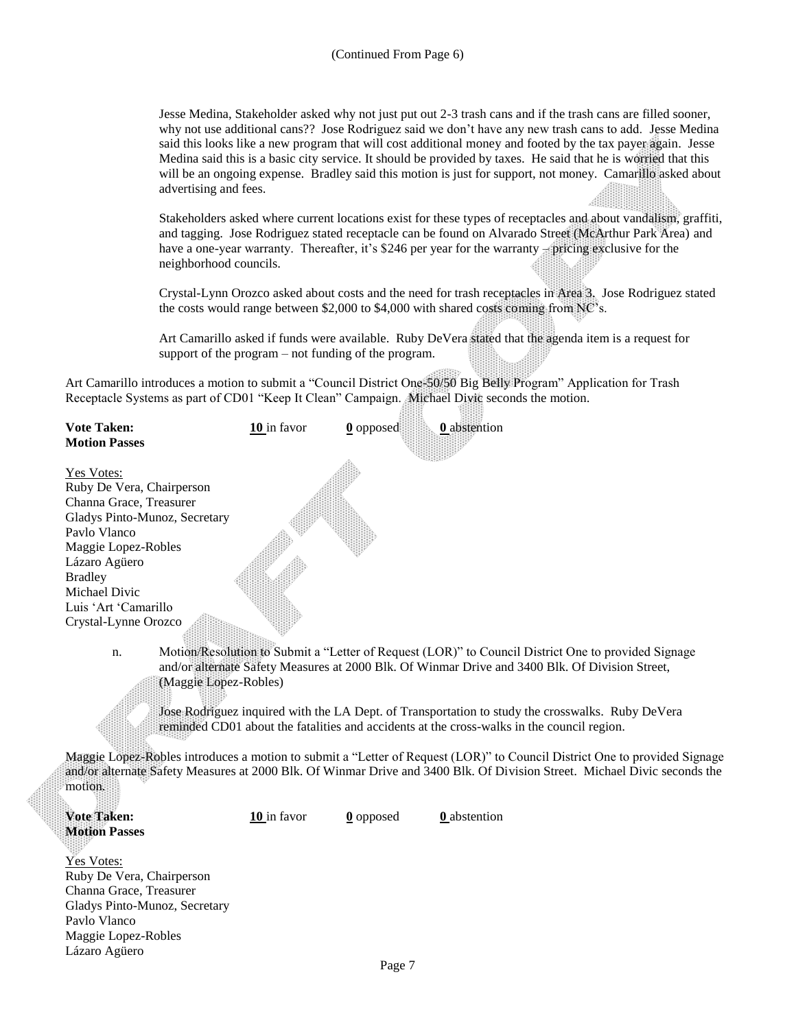(Continued From Page 6)

Jesse Medina, Stakeholder asked why not just put out 2-3 trash cans and if the trash cans are filled sooner, why not use additional cans?? Jose Rodriguez said we don't have any new trash cans to add. Jesse Medina said this looks like a new program that will cost additional money and footed by the tax payer again. Jesse Medina said this is a basic city service. It should be provided by taxes. He said that he is worried that this will be an ongoing expense. Bradley said this motion is just for support, not money. Camarillo asked about advertising and fees.

Stakeholders asked where current locations exist for these types of receptacles and about vandalism, graffiti, and tagging. Jose Rodriguez stated receptacle can be found on Alvarado Street (McArthur Park Area) and have a one-year warranty. Thereafter, it's $246 per year for the warranty – pricing exclusive for the neighborhood councils.

Crystal-Lynn Orozco asked about costs and the need for trash receptacles in Area 3. Jose Rodriguez stated the costs would range between $2,000 to $4,000 with shared costs coming from NC's.

Art Camarillo asked if funds were available. Ruby DeVera stated that the agenda item is a request for support of the program – not funding of the program.

Art Camarillo introduces a motion to submit a "Council District One-50/50 Big Belly Program" Application for Trash Receptacle Systems as part of CD01 "Keep It Clean" Campaign. Michael Divic seconds the motion.

**Vote Taken:** **10** in favor **0** opposed **0** abstention
**Motion Passes**

Yes Votes:
Ruby De Vera, Chairperson
Channa Grace, Treasurer
Gladys Pinto-Munoz, Secretary
Pavlo Vlanco
Maggie Lopez-Robles
Lázaro Agüero
Bradley
Michael Divic
Luis 'Art 'Camarillo
Crystal-Lynne Orozco

n. Motion/Resolution to Submit a "Letter of Request (LOR)" to Council District One to provided Signage and/or alternate Safety Measures at 2000 Blk. Of Winmar Drive and 3400 Blk. Of Division Street, (Maggie Lopez-Robles)

Jose Rodriguez inquired with the LA Dept. of Transportation to study the crosswalks. Ruby DeVera reminded CD01 about the fatalities and accidents at the cross-walks in the council region.

Maggie Lopez-Robles introduces a motion to submit a "Letter of Request (LOR)" to Council District One to provided Signage and/or alternate Safety Measures at 2000 Blk. Of Winmar Drive and 3400 Blk. Of Division Street. Michael Divic seconds the motion.

**Vote Taken:** **10** in favor **0** opposed **0** abstention
**Motion Passes**

Yes Votes:
Ruby De Vera, Chairperson
Channa Grace, Treasurer
Gladys Pinto-Munoz, Secretary
Pavlo Vlanco
Maggie Lopez-Robles
Lázaro Agüero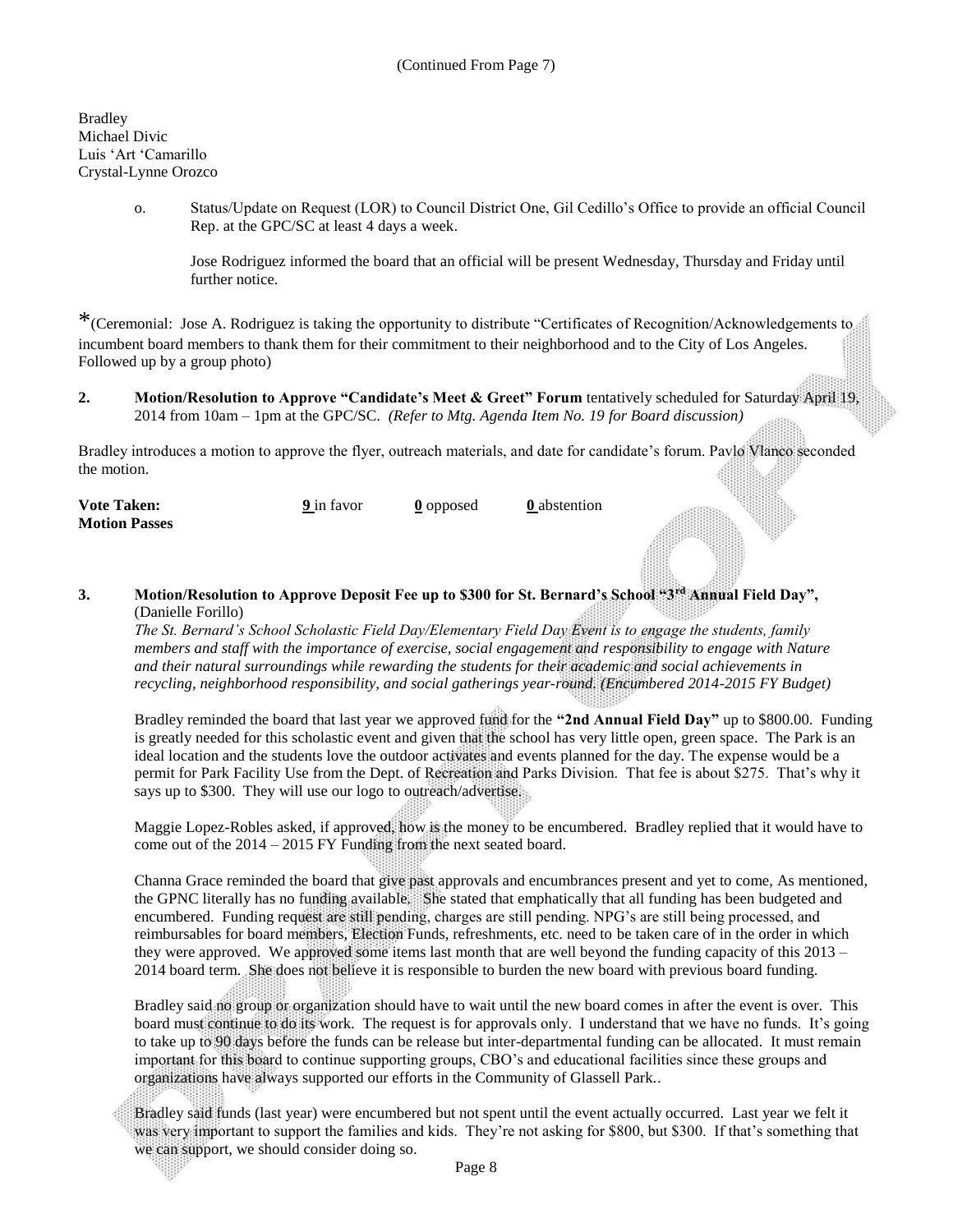(Continued From Page 7)

Bradley
Michael Divic
Luis 'Art 'Camarillo
Crystal-Lynne Orozco

o. Status/Update on Request (LOR) to Council District One, Gil Cedillo's Office to provide an official Council Rep. at the GPC/SC at least 4 days a week.

Jose Rodriguez informed the board that an official will be present Wednesday, Thursday and Friday until further notice.

*(Ceremonial: Jose A. Rodriguez is taking the opportunity to distribute "Certificates of Recognition/Acknowledgements to incumbent board members to thank them for their commitment to their neighborhood and to the City of Los Angeles. Followed up by a group photo)

**2. Motion/Resolution to Approve "Candidate's Meet & Greet" Forum** tentatively scheduled for Saturday April 19, 2014 from 10am – 1pm at the GPC/SC. *(Refer to Mtg. Agenda Item No. 19 for Board discussion)*

Bradley introduces a motion to approve the flyer, outreach materials, and date for candidate's forum. Pavlo Vlanco seconded the motion.

**Vote Taken:** **9** in favor **0** opposed **0** abstention
**Motion Passes**

**3. Motion/Resolution to Approve Deposit Fee up to $300 for St. Bernard's School "3rd Annual Field Day",** (Danielle Forillo)

*The St. Bernard's School Scholastic Field Day/Elementary Field Day Event is to engage the students, family members and staff with the importance of exercise, social engagement and responsibility to engage with Nature and their natural surroundings while rewarding the students for their academic and social achievements in recycling, neighborhood responsibility, and social gatherings year-round. (Encumbered 2014-2015 FY Budget)*

Bradley reminded the board that last year we approved fund for the **"2nd Annual Field Day"** up to $800.00. Funding is greatly needed for this scholastic event and given that the school has very little open, green space. The Park is an ideal location and the students love the outdoor activates and events planned for the day. The expense would be a permit for Park Facility Use from the Dept. of Recreation and Parks Division. That fee is about $275. That's why it says up to $300. They will use our logo to outreach/advertise.

Maggie Lopez-Robles asked, if approved, how is the money to be encumbered. Bradley replied that it would have to come out of the 2014 – 2015 FY Funding from the next seated board.

Channa Grace reminded the board that give past approvals and encumbrances present and yet to come, As mentioned, the GPNC literally has no funding available. She stated that emphatically that all funding has been budgeted and encumbered. Funding request are still pending, charges are still pending. NPG's are still being processed, and reimbursables for board members, Election Funds, refreshments, etc. need to be taken care of in the order in which they were approved. We approved some items last month that are well beyond the funding capacity of this 2013 – 2014 board term. She does not believe it is responsible to burden the new board with previous board funding.

Bradley said no group or organization should have to wait until the new board comes in after the event is over. This board must continue to do its work. The request is for approvals only. I understand that we have no funds. It's going to take up to 90 days before the funds can be release but inter-departmental funding can be allocated. It must remain important for this board to continue supporting groups, CBO's and educational facilities since these groups and organizations have always supported our efforts in the Community of Glassell Park..

Bradley said funds (last year) were encumbered but not spent until the event actually occurred. Last year we felt it was very important to support the families and kids. They're not asking for $800, but $300. If that's something that we can support, we should consider doing so.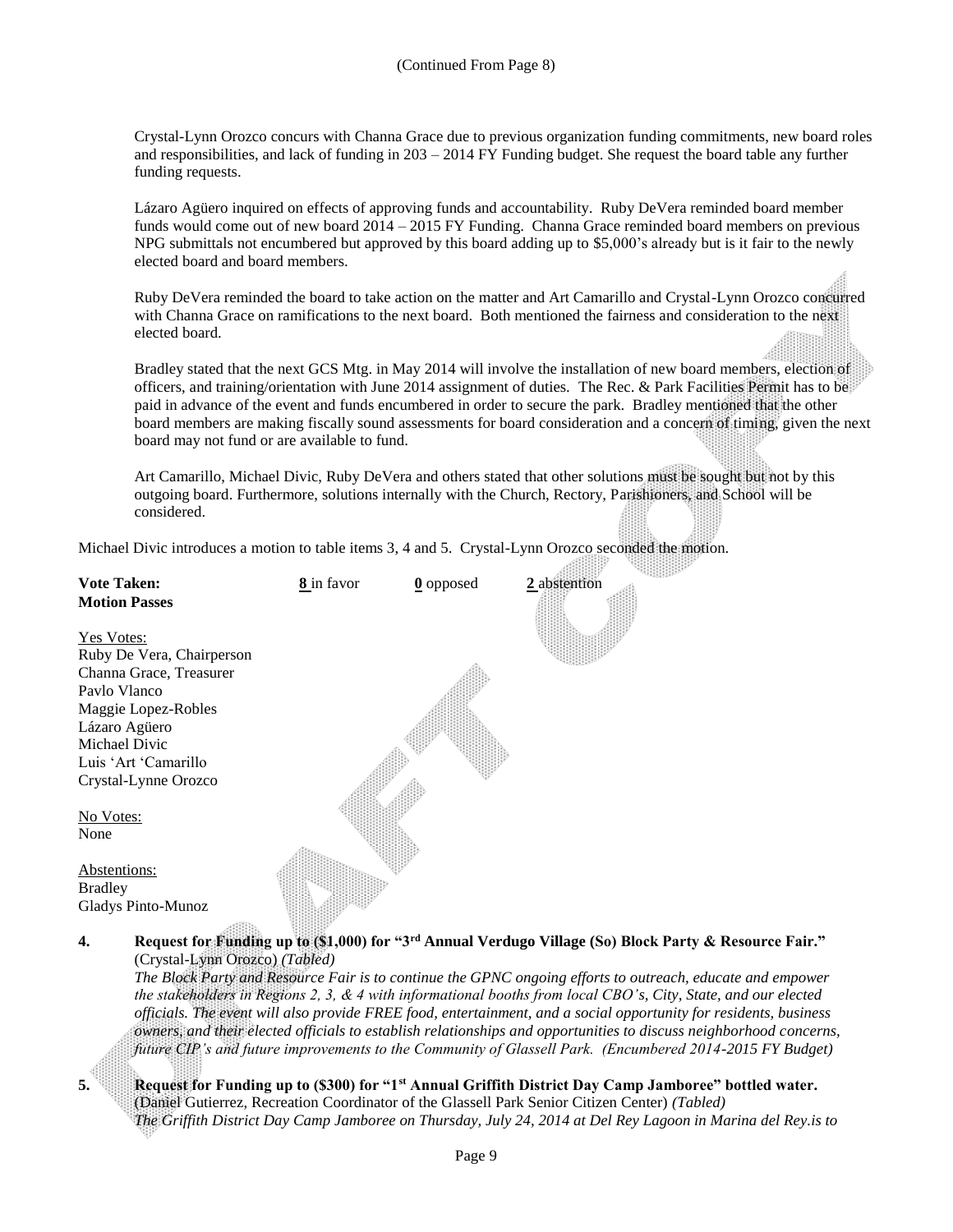(Continued From Page 8)

Crystal-Lynn Orozco concurs with Channa Grace due to previous organization funding commitments, new board roles and responsibilities, and lack of funding in 203 – 2014 FY Funding budget. She request the board table any further funding requests.

Lázaro Agüero inquired on effects of approving funds and accountability. Ruby DeVera reminded board member funds would come out of new board 2014 – 2015 FY Funding. Channa Grace reminded board members on previous NPG submittals not encumbered but approved by this board adding up to $5,000's already but is it fair to the newly elected board and board members.

Ruby DeVera reminded the board to take action on the matter and Art Camarillo and Crystal-Lynn Orozco concurred with Channa Grace on ramifications to the next board. Both mentioned the fairness and consideration to the next elected board.

Bradley stated that the next GCS Mtg. in May 2014 will involve the installation of new board members, election of officers, and training/orientation with June 2014 assignment of duties. The Rec. & Park Facilities Permit has to be paid in advance of the event and funds encumbered in order to secure the park. Bradley mentioned that the other board members are making fiscally sound assessments for board consideration and a concern of timing, given the next board may not fund or are available to fund.

Art Camarillo, Michael Divic, Ruby DeVera and others stated that other solutions must be sought but not by this outgoing board. Furthermore, solutions internally with the Church, Rectory, Parishioners, and School will be considered.

Michael Divic introduces a motion to table items 3, 4 and 5. Crystal-Lynn Orozco seconded the motion.

**Vote Taken:** 8 in favor 0 opposed 2 abstention
**Motion Passes**

Yes Votes:
Ruby De Vera, Chairperson
Channa Grace, Treasurer
Pavlo Vlanco
Maggie Lopez-Robles
Lázaro Agüero
Michael Divic
Luis 'Art 'Camarillo
Crystal-Lynne Orozco

No Votes:
None

Abstentions:
Bradley
Gladys Pinto-Munoz

4. **Request for Funding up to ($1,000) for "3rd Annual Verdugo Village (So) Block Party & Resource Fair."** (Crystal-Lynn Orozco) *(Tabled)*
*The Block Party and Resource Fair is to continue the GPNC ongoing efforts to outreach, educate and empower the stakeholders in Regions 2, 3, & 4 with informational booths from local CBO's, City, State, and our elected officials. The event will also provide FREE food, entertainment, and a social opportunity for residents, business owners, and their elected officials to establish relationships and opportunities to discuss neighborhood concerns, future CIP's and future improvements to the Community of Glassell Park. (Encumbered 2014-2015 FY Budget)*

5. **Request for Funding up to ($300) for "1st Annual Griffith District Day Camp Jamboree" bottled water.** (Daniel Gutierrez, Recreation Coordinator of the Glassell Park Senior Citizen Center) *(Tabled)*
*The Griffith District Day Camp Jamboree on Thursday, July 24, 2014 at Del Rey Lagoon in Marina del Rey.is to*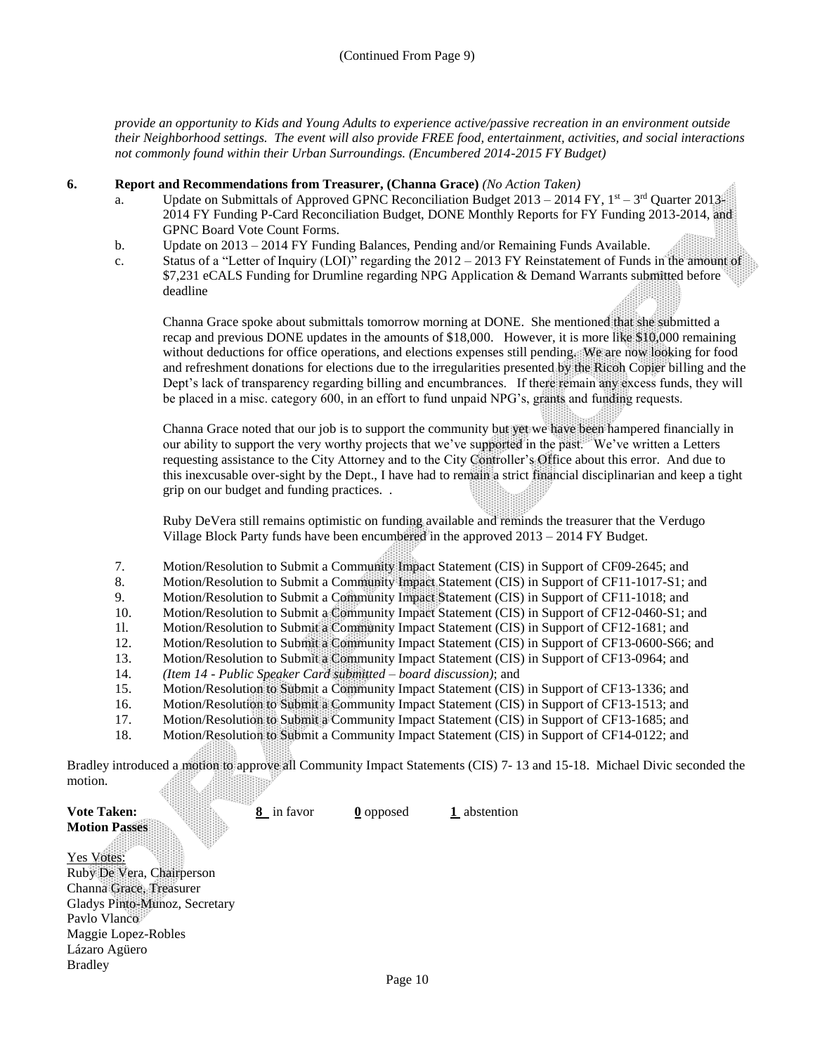(Continued From Page 9)

*provide an opportunity to Kids and Young Adults to experience active/passive recreation in an environment outside their Neighborhood settings. The event will also provide FREE food, entertainment, activities, and social interactions not commonly found within their Urban Surroundings. (Encumbered 2014-2015 FY Budget)*

**6. Report and Recommendations from Treasurer, (Channa Grace)** *(No Action Taken)*

a. Update on Submittals of Approved GPNC Reconciliation Budget 2013 – 2014 FY, 1st – 3rd Quarter 2013-2014 FY Funding P-Card Reconciliation Budget, DONE Monthly Reports for FY Funding 2013-2014, and GPNC Board Vote Count Forms.

b. Update on 2013 – 2014 FY Funding Balances, Pending and/or Remaining Funds Available.

c. Status of a "Letter of Inquiry (LOI)" regarding the 2012 – 2013 FY Reinstatement of Funds in the amount of $7,231 eCALS Funding for Drumline regarding NPG Application & Demand Warrants submitted before deadline

Channa Grace spoke about submittals tomorrow morning at DONE. She mentioned that she submitted a recap and previous DONE updates in the amounts of $18,000. However, it is more like $10,000 remaining without deductions for office operations, and elections expenses still pending. We are now looking for food and refreshment donations for elections due to the irregularities presented by the Ricoh Copier billing and the Dept's lack of transparency regarding billing and encumbrances. If there remain any excess funds, they will be placed in a misc. category 600, in an effort to fund unpaid NPG's, grants and funding requests.

Channa Grace noted that our job is to support the community but yet we have been hampered financially in our ability to support the very worthy projects that we've supported in the past. We've written a Letters requesting assistance to the City Attorney and to the City Controller's Office about this error. And due to this inexcusable over-sight by the Dept., I have had to remain a strict financial disciplinarian and keep a tight grip on our budget and funding practices. .

Ruby DeVera still remains optimistic on funding available and reminds the treasurer that the Verdugo Village Block Party funds have been encumbered in the approved 2013 – 2014 FY Budget.

7. Motion/Resolution to Submit a Community Impact Statement (CIS) in Support of CF09-2645; and
8. Motion/Resolution to Submit a Community Impact Statement (CIS) in Support of CF11-1017-S1; and
9. Motion/Resolution to Submit a Community Impact Statement (CIS) in Support of CF11-1018; and
10. Motion/Resolution to Submit a Community Impact Statement (CIS) in Support of CF12-0460-S1; and
11. Motion/Resolution to Submit a Community Impact Statement (CIS) in Support of CF12-1681; and
12. Motion/Resolution to Submit a Community Impact Statement (CIS) in Support of CF13-0600-S66; and
13. Motion/Resolution to Submit a Community Impact Statement (CIS) in Support of CF13-0964; and
14. *(Item 14 - Public Speaker Card submitted – board discussion)*; and
15. Motion/Resolution to Submit a Community Impact Statement (CIS) in Support of CF13-1336; and
16. Motion/Resolution to Submit a Community Impact Statement (CIS) in Support of CF13-1513; and
17. Motion/Resolution to Submit a Community Impact Statement (CIS) in Support of CF13-1685; and
18. Motion/Resolution to Submit a Community Impact Statement (CIS) in Support of CF14-0122; and

Bradley introduced a motion to approve all Community Impact Statements (CIS) 7- 13 and 15-18. Michael Divic seconded the motion.

**Vote Taken:** **8** in favor **0** opposed **1** abstention
**Motion Passes**

Yes Votes:
Ruby De Vera, Chairperson
Channa Grace, Treasurer
Gladys Pinto-Munoz, Secretary
Pavlo Vlanco
Maggie Lopez-Robles
Lázaro Agüero
Bradley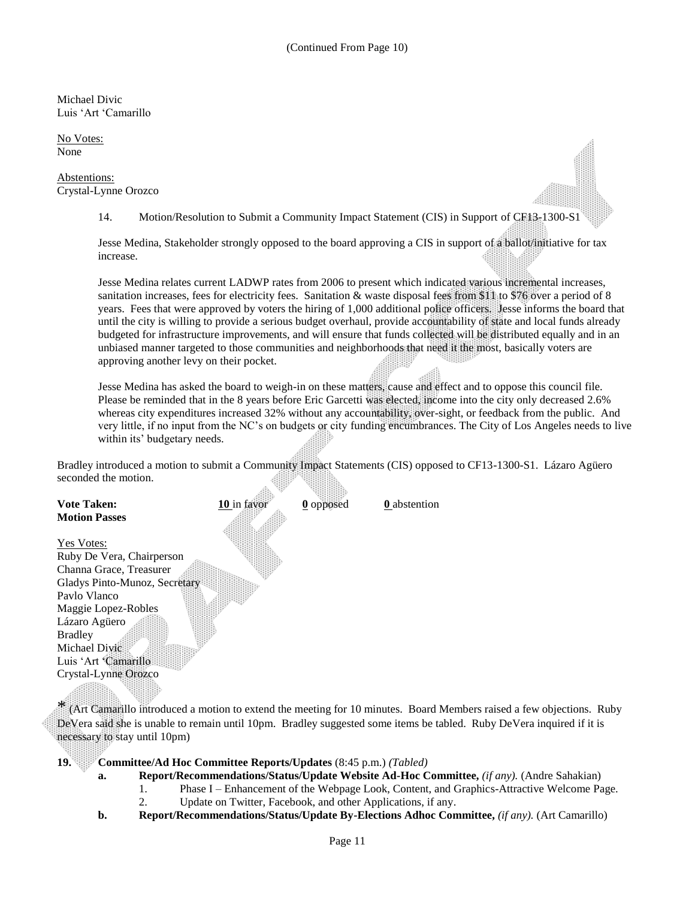(Continued From Page 10)

Michael Divic
Luis 'Art 'Camarillo

No Votes:
None

Abstentions:
Crystal-Lynne Orozco

14. Motion/Resolution to Submit a Community Impact Statement (CIS) in Support of CF13-1300-S1

Jesse Medina, Stakeholder strongly opposed to the board approving a CIS in support of a ballot/initiative for tax increase.

Jesse Medina relates current LADWP rates from 2006 to present which indicated various incremental increases, sanitation increases, fees for electricity fees. Sanitation & waste disposal fees from $11 to $76 over a period of 8 years. Fees that were approved by voters the hiring of 1,000 additional police officers. Jesse informs the board that until the city is willing to provide a serious budget overhaul, provide accountability of state and local funds already budgeted for infrastructure improvements, and will ensure that funds collected will be distributed equally and in an unbiased manner targeted to those communities and neighborhoods that need it the most, basically voters are approving another levy on their pocket.

Jesse Medina has asked the board to weigh-in on these matters, cause and effect and to oppose this council file. Please be reminded that in the 8 years before Eric Garcetti was elected, income into the city only decreased 2.6% whereas city expenditures increased 32% without any accountability, over-sight, or feedback from the public. And very little, if no input from the NC's on budgets or city funding encumbrances. The City of Los Angeles needs to live within its' budgetary needs.

Bradley introduced a motion to submit a Community Impact Statements (CIS) opposed to CF13-1300-S1. Lázaro Agüero seconded the motion.

**Vote Taken:** **10** in favor **0** opposed **0** abstention
**Motion Passes**

Yes Votes:
Ruby De Vera, Chairperson
Channa Grace, Treasurer
Gladys Pinto-Munoz, Secretary
Pavlo Vlanco
Maggie Lopez-Robles
Lázaro Agüero
Bradley
Michael Divic
Luis 'Art 'Camarillo
Crystal-Lynne Orozco

\* (Art Camarillo introduced a motion to extend the meeting for 10 minutes. Board Members raised a few objections. Ruby DeVera said she is unable to remain until 10pm. Bradley suggested some items be tabled. Ruby DeVera inquired if it is necessary to stay until 10pm)

**19. Committee/Ad Hoc Committee Reports/Updates** (8:45 p.m.) *(Tabled)*

- **a. Report/Recommendations/Status/Update Website Ad-Hoc Committee,** *(if any).* (Andre Sahakian)
  1. Phase I – Enhancement of the Webpage Look, Content, and Graphics-Attractive Welcome Page.
  2. Update on Twitter, Facebook, and other Applications, if any.
- **b. Report/Recommendations/Status/Update By-Elections Adhoc Committee,** *(if any).* (Art Camarillo)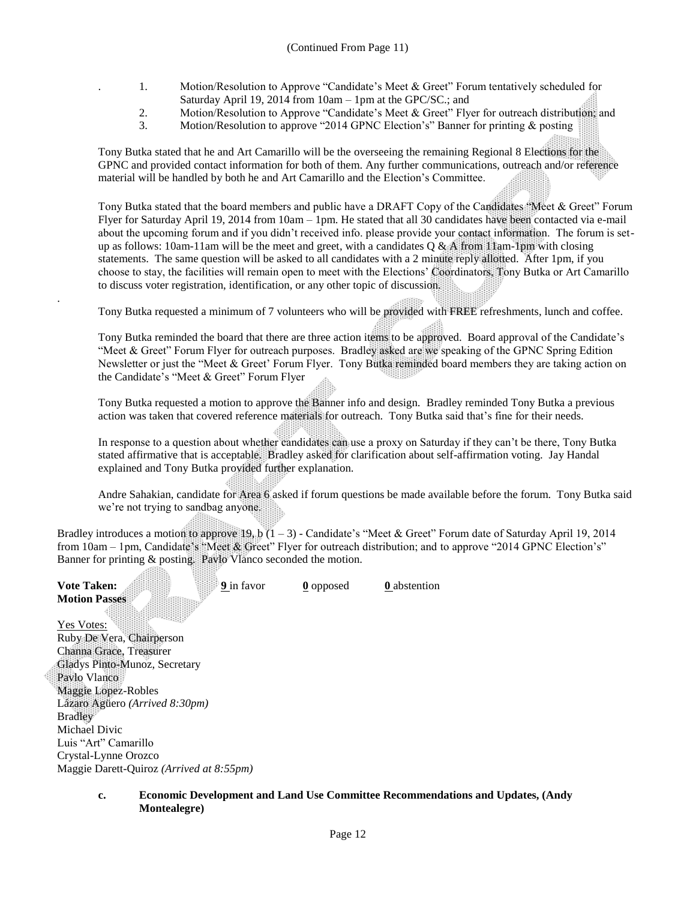(Continued From Page 11)

1. Motion/Resolution to Approve "Candidate's Meet & Greet" Forum tentatively scheduled for Saturday April 19, 2014 from 10am – 1pm at the GPC/SC.; and
2. Motion/Resolution to Approve "Candidate's Meet & Greet" Flyer for outreach distribution; and
3. Motion/Resolution to approve "2014 GPNC Election's" Banner for printing & posting

Tony Butka stated that he and Art Camarillo will be the overseeing the remaining Regional 8 Elections for the GPNC and provided contact information for both of them. Any further communications, outreach and/or reference material will be handled by both he and Art Camarillo and the Election's Committee.

Tony Butka stated that the board members and public have a DRAFT Copy of the Candidates "Meet & Greet" Forum Flyer for Saturday April 19, 2014 from 10am – 1pm. He stated that all 30 candidates have been contacted via e-mail about the upcoming forum and if you didn't received info. please provide your contact information. The forum is set-up as follows: 10am-11am will be the meet and greet, with a candidates Q & A from 11am-1pm with closing statements. The same question will be asked to all candidates with a 2 minute reply allotted. After 1pm, if you choose to stay, the facilities will remain open to meet with the Elections' Coordinators, Tony Butka or Art Camarillo to discuss voter registration, identification, or any other topic of discussion.

Tony Butka requested a minimum of 7 volunteers who will be provided with FREE refreshments, lunch and coffee.

Tony Butka reminded the board that there are three action items to be approved. Board approval of the Candidate's "Meet & Greet" Forum Flyer for outreach purposes. Bradley asked are we speaking of the GPNC Spring Edition Newsletter or just the "Meet & Greet' Forum Flyer. Tony Butka reminded board members they are taking action on the Candidate's "Meet & Greet" Forum Flyer

Tony Butka requested a motion to approve the Banner info and design. Bradley reminded Tony Butka a previous action was taken that covered reference materials for outreach. Tony Butka said that's fine for their needs.

In response to a question about whether candidates can use a proxy on Saturday if they can't be there, Tony Butka stated affirmative that is acceptable. Bradley asked for clarification about self-affirmation voting. Jay Handal explained and Tony Butka provided further explanation.

Andre Sahakian, candidate for Area 6 asked if forum questions be made available before the forum. Tony Butka said we're not trying to sandbag anyone.

Bradley introduces a motion to approve 19, b (1 – 3) - Candidate's "Meet & Greet" Forum date of Saturday April 19, 2014 from 10am – 1pm, Candidate's "Meet & Greet" Flyer for outreach distribution; and to approve "2014 GPNC Election's" Banner for printing & posting. Pavlo Vlanco seconded the motion.

**Vote Taken:** **9** in favor **0** opposed **0** abstention
**Motion Passes**

Yes Votes:
Ruby De Vera, Chairperson
Channa Grace, Treasurer
Gladys Pinto-Munoz, Secretary
Pavlo Vlanco
Maggie Lopez-Robles
Lázaro Agüero *(Arrived 8:30pm)*
Bradley
Michael Divic
Luis "Art" Camarillo
Crystal-Lynne Orozco
Maggie Darett-Quiroz *(Arrived at 8:55pm)*

**c. Economic Development and Land Use Committee Recommendations and Updates, (Andy Montealegre)**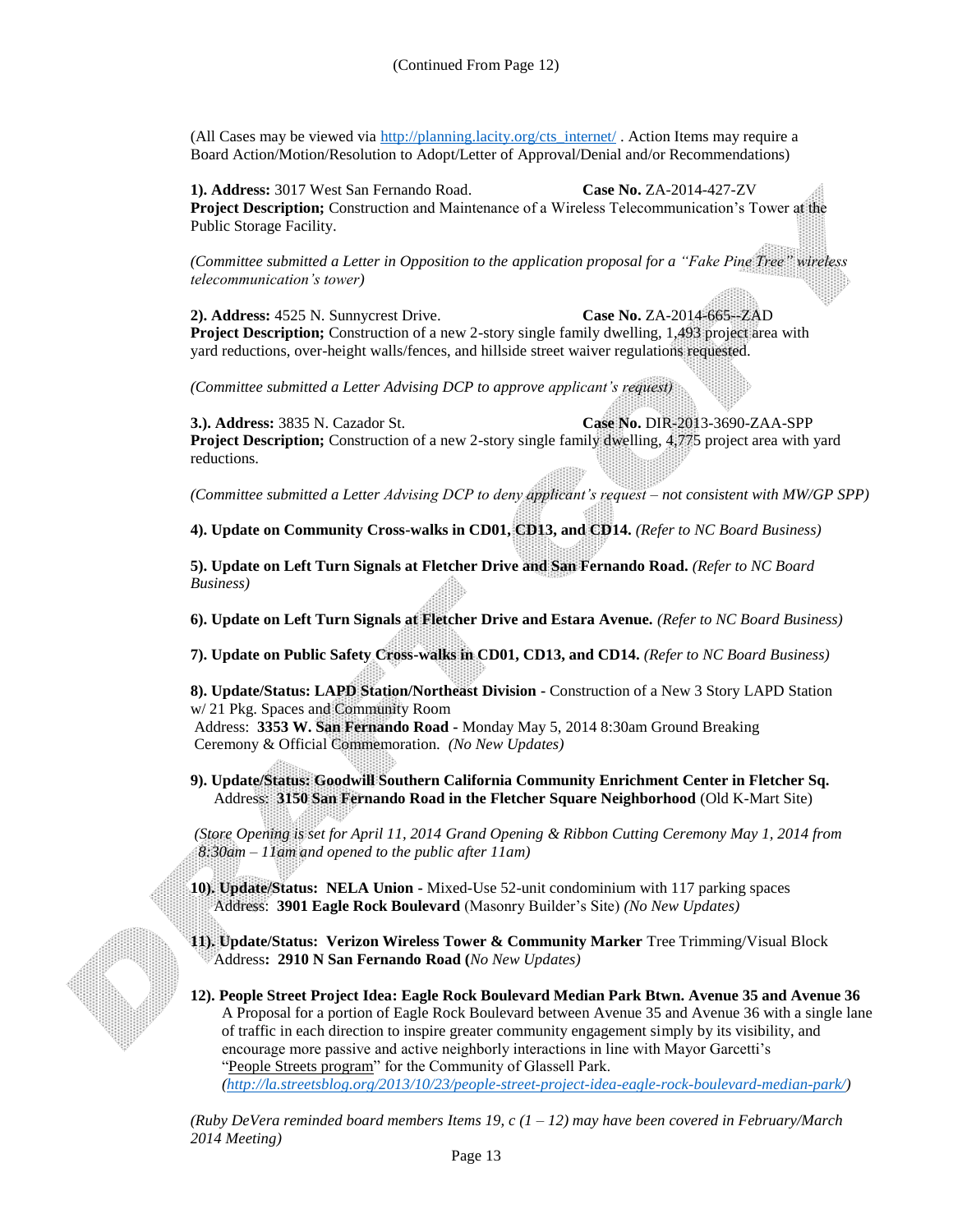(Continued From Page 12)

(All Cases may be viewed via http://planning.lacity.org/cts_internet/ . Action Items may require a Board Action/Motion/Resolution to Adopt/Letter of Approval/Denial and/or Recommendations)

**1). Address:** 3017 West San Fernando Road. **Case No.** ZA-2014-427-ZV
**Project Description;** Construction and Maintenance of a Wireless Telecommunication's Tower at the Public Storage Facility.

*(Committee submitted a Letter in Opposition to the application proposal for a "Fake Pine Tree" wireless telecommunication's tower)*

**2). Address:** 4525 N. Sunnycrest Drive. **Case No.** ZA-2014-665--ZAD
**Project Description;** Construction of a new 2-story single family dwelling, 1,493 project area with yard reductions, over-height walls/fences, and hillside street waiver regulations requested.

*(Committee submitted a Letter Advising DCP to approve applicant's request)*

**3.). Address:** 3835 N. Cazador St. **Case No.** DIR-2013-3690-ZAA-SPP
**Project Description;** Construction of a new 2-story single family dwelling, 4,775 project area with yard reductions.

*(Committee submitted a Letter Advising DCP to deny applicant's request – not consistent with MW/GP SPP)*

**4). Update on Community Cross-walks in CD01, CD13, and CD14.** *(Refer to NC Board Business)*

**5). Update on Left Turn Signals at Fletcher Drive and San Fernando Road.** *(Refer to NC Board Business)*

**6). Update on Left Turn Signals at Fletcher Drive and Estara Avenue.** *(Refer to NC Board Business)*

**7). Update on Public Safety Cross-walks in CD01, CD13, and CD14.** *(Refer to NC Board Business)*

**8). Update/Status: LAPD Station/Northeast Division** - Construction of a New 3 Story LAPD Station w/ 21 Pkg. Spaces and Community Room
Address: **3353 W. San Fernando Road** - Monday May 5, 2014 8:30am Ground Breaking Ceremony & Official Commemoration. *(No New Updates)*

**9). Update/Status: Goodwill Southern California Community Enrichment Center in Fletcher Sq.**
Address: **3150 San Fernando Road in the Fletcher Square Neighborhood** (Old K-Mart Site)

*(Store Opening is set for April 11, 2014 Grand Opening & Ribbon Cutting Ceremony May 1, 2014 from 8:30am – 11am and opened to the public after 11am)*

**10). Update/Status: NELA Union** - Mixed-Use 52-unit condominium with 117 parking spaces
Address: **3901 Eagle Rock Boulevard** (Masonry Builder's Site) *(No New Updates)*

**11). Update/Status: Verizon Wireless Tower & Community Marker** Tree Trimming/Visual Block
Address**: 2910 N San Fernando Road (***No New Updates)*

**12). People Street Project Idea: Eagle Rock Boulevard Median Park Btwn. Avenue 35 and Avenue 36**
A Proposal for a portion of Eagle Rock Boulevard between Avenue 35 and Avenue 36 with a single lane of traffic in each direction to inspire greater community engagement simply by its visibility, and encourage more passive and active neighborly interactions in line with Mayor Garcetti's "People Streets program" for the Community of Glassell Park.
*(http://la.streetsblog.org/2013/10/23/people-street-project-idea-eagle-rock-boulevard-median-park/)*

*(Ruby DeVera reminded board members Items 19, c (1 – 12) may have been covered in February/March 2014 Meeting)*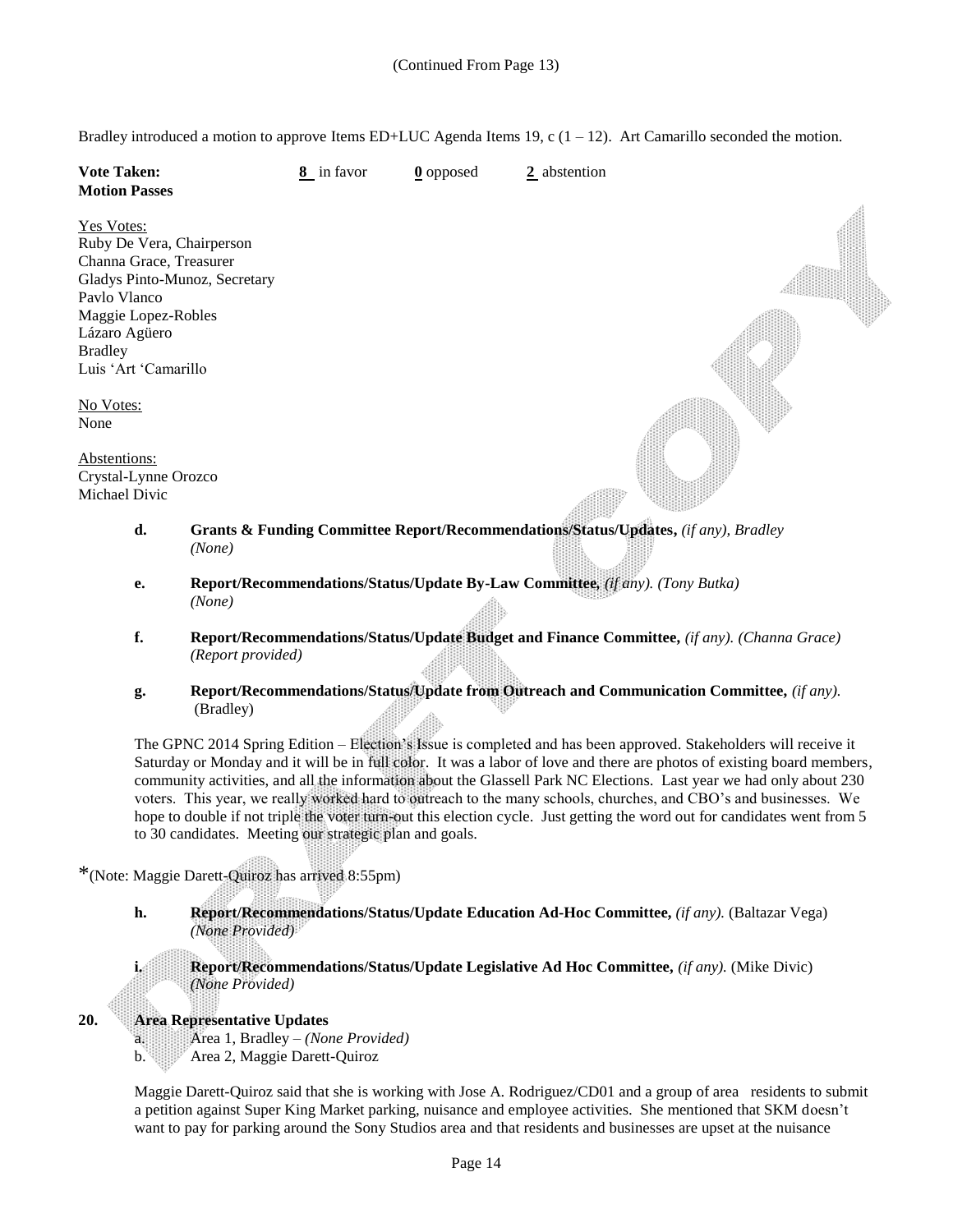(Continued From Page 13)

Bradley introduced a motion to approve Items ED+LUC Agenda Items 19, c (1 – 12). Art Camarillo seconded the motion.

**Vote Taken:** **8** in favor **0** opposed **2** abstention
**Motion Passes**

Yes Votes:
Ruby De Vera, Chairperson
Channa Grace, Treasurer
Gladys Pinto-Munoz, Secretary
Pavlo Vlanco
Maggie Lopez-Robles
Lázaro Agüero
Bradley
Luis 'Art 'Camarillo

No Votes:
None

Abstentions:
Crystal-Lynne Orozco
Michael Divic

**d. Grants & Funding Committee Report/Recommendations/Status/Updates,** *(if any), Bradley*
*(None)*

**e. Report/Recommendations/Status/Update By-Law Committee,** *(if any). (Tony Butka)*
*(None)*

**f. Report/Recommendations/Status/Update Budget and Finance Committee,** *(if any). (Channa Grace)*
*(Report provided)*

**g. Report/Recommendations/Status/Update from Outreach and Communication Committee,** *(if any).* (Bradley)

The GPNC 2014 Spring Edition – Election's Issue is completed and has been approved. Stakeholders will receive it Saturday or Monday and it will be in full color. It was a labor of love and there are photos of existing board members, community activities, and all the information about the Glassell Park NC Elections. Last year we had only about 230 voters. This year, we really worked hard to outreach to the many schools, churches, and CBO's and businesses. We hope to double if not triple the voter turn-out this election cycle. Just getting the word out for candidates went from 5 to 30 candidates. Meeting our strategic plan and goals.

*(Note: Maggie Darett-Quiroz has arrived 8:55pm)

**h. Report/Recommendations/Status/Update Education Ad-Hoc Committee,** *(if any).* (Baltazar Vega)
*(None Provided)*

**i. Report/Recommendations/Status/Update Legislative Ad Hoc Committee,** *(if any).* (Mike Divic)
*(None Provided)*

**20. Area Representative Updates**

a. Area 1, Bradley – *(None Provided)*
b. Area 2, Maggie Darett-Quiroz

Maggie Darett-Quiroz said that she is working with Jose A. Rodriguez/CD01 and a group of area residents to submit a petition against Super King Market parking, nuisance and employee activities. She mentioned that SKM doesn't want to pay for parking around the Sony Studios area and that residents and businesses are upset at the nuisance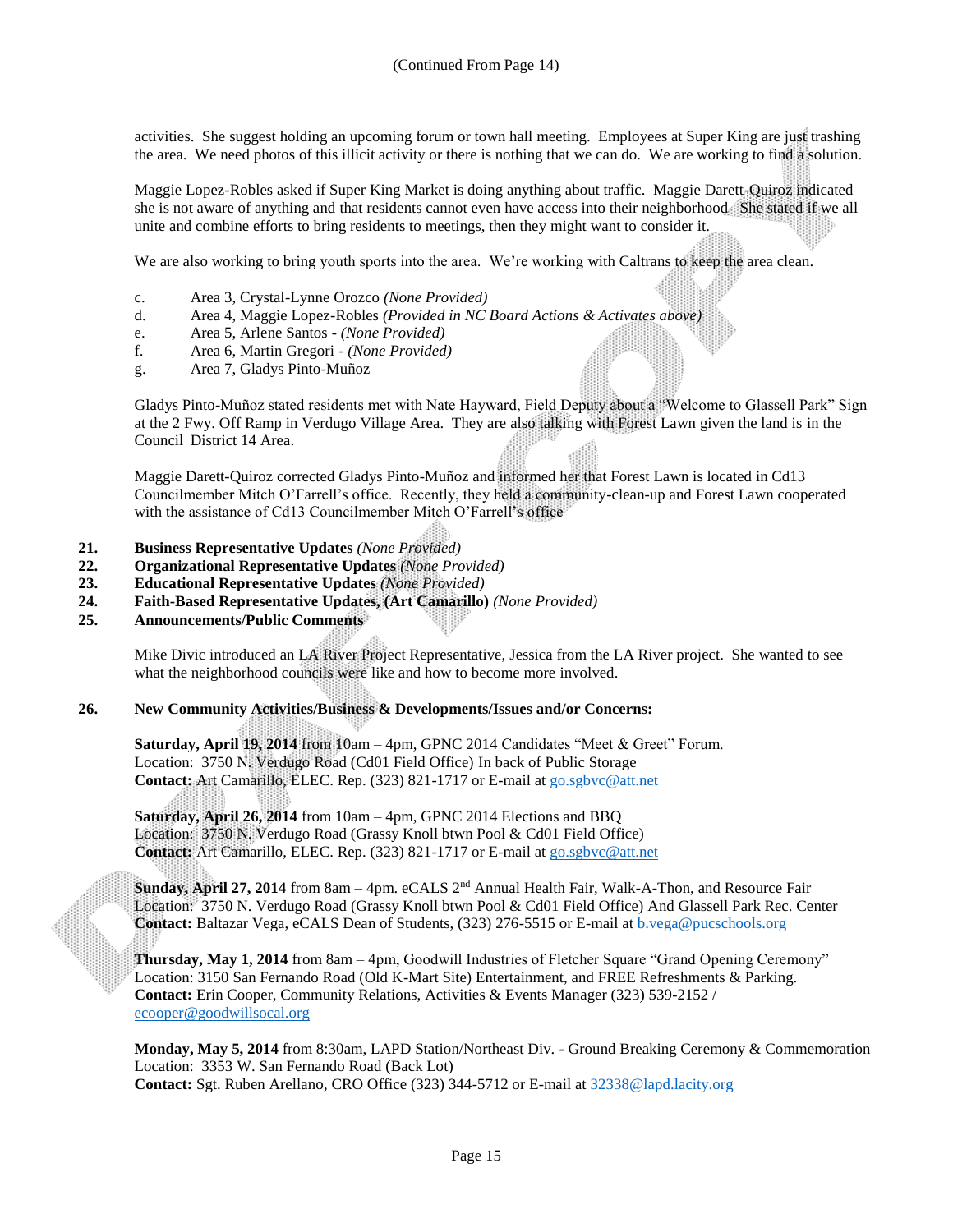(Continued From Page 14)

activities. She suggest holding an upcoming forum or town hall meeting. Employees at Super King are just trashing the area. We need photos of this illicit activity or there is nothing that we can do. We are working to find a solution.

Maggie Lopez-Robles asked if Super King Market is doing anything about traffic. Maggie Darett-Quiroz indicated she is not aware of anything and that residents cannot even have access into their neighborhood. She stated if we all unite and combine efforts to bring residents to meetings, then they might want to consider it.

We are also working to bring youth sports into the area. We're working with Caltrans to keep the area clean.

c. Area 3, Crystal-Lynne Orozco *(None Provided)*
d. Area 4, Maggie Lopez-Robles *(Provided in NC Board Actions & Activates above)*
e. Area 5, Arlene Santos - *(None Provided)*
f. Area 6, Martin Gregori - *(None Provided)*
g. Area 7, Gladys Pinto-Muñoz

Gladys Pinto-Muñoz stated residents met with Nate Hayward, Field Deputy about a "Welcome to Glassell Park" Sign at the 2 Fwy. Off Ramp in Verdugo Village Area. They are also talking with Forest Lawn given the land is in the Council District 14 Area.

Maggie Darett-Quiroz corrected Gladys Pinto-Muñoz and informed her that Forest Lawn is located in Cd13 Councilmember Mitch O'Farrell's office. Recently, they held a community-clean-up and Forest Lawn cooperated with the assistance of Cd13 Councilmember Mitch O'Farrell's office

**21. Business Representative Updates** *(None Provided)*
**22. Organizational Representative Updates** *(None Provided)*
**23. Educational Representative Updates** *(None Provided)*
**24. Faith-Based Representative Updates, (Art Camarillo)** *(None Provided)*
**25. Announcements/Public Comments**

Mike Divic introduced an LA River Project Representative, Jessica from the LA River project. She wanted to see what the neighborhood councils were like and how to become more involved.

**26. New Community Activities/Business & Developments/Issues and/or Concerns:**

**Saturday, April 19, 2014** from 10am – 4pm, GPNC 2014 Candidates "Meet & Greet" Forum.
Location: 3750 N. Verdugo Road (Cd01 Field Office) In back of Public Storage
**Contact:** Art Camarillo, ELEC. Rep. (323) 821-1717 or E-mail at go.sgbvc@att.net

**Saturday, April 26, 2014** from 10am – 4pm, GPNC 2014 Elections and BBQ
Location: 3750 N. Verdugo Road (Grassy Knoll btwn Pool & Cd01 Field Office)
**Contact:** Art Camarillo, ELEC. Rep. (323) 821-1717 or E-mail at go.sgbvc@att.net

**Sunday, April 27, 2014** from 8am – 4pm. eCALS 2nd Annual Health Fair, Walk-A-Thon, and Resource Fair
Location: 3750 N. Verdugo Road (Grassy Knoll btwn Pool & Cd01 Field Office) And Glassell Park Rec. Center
**Contact:** Baltazar Vega, eCALS Dean of Students, (323) 276-5515 or E-mail at b.vega@pucschools.org

**Thursday, May 1, 2014** from 8am – 4pm, Goodwill Industries of Fletcher Square "Grand Opening Ceremony"
Location: 3150 San Fernando Road (Old K-Mart Site) Entertainment, and FREE Refreshments & Parking.
**Contact:** Erin Cooper, Community Relations, Activities & Events Manager (323) 539-2152 / ecooper@goodwillsocal.org

**Monday, May 5, 2014** from 8:30am, LAPD Station/Northeast Div. - Ground Breaking Ceremony & Commemoration
Location: 3353 W. San Fernando Road (Back Lot)
**Contact:** Sgt. Ruben Arellano, CRO Office (323) 344-5712 or E-mail at 32338@lapd.lacity.org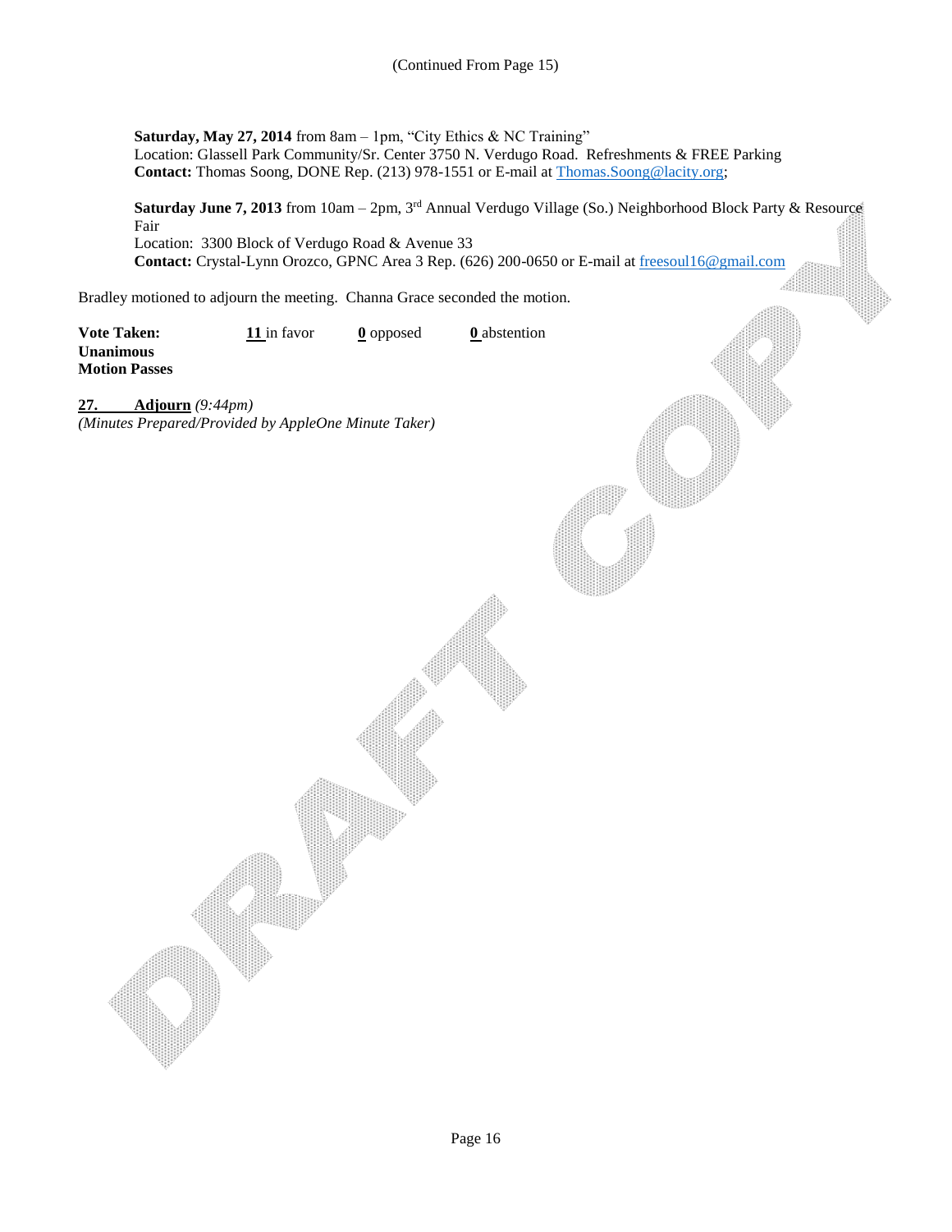(Continued From Page 15)

**Saturday, May 27, 2014** from 8am – 1pm, "City Ethics & NC Training"
Location: Glassell Park Community/Sr. Center 3750 N. Verdugo Road. Refreshments & FREE Parking
**Contact:** Thomas Soong, DONE Rep. (213) 978-1551 or E-mail at Thomas.Soong@lacity.org;

**Saturday June 7, 2013** from 10am – 2pm, 3rd Annual Verdugo Village (So.) Neighborhood Block Party & Resource Fair
Location: 3300 Block of Verdugo Road & Avenue 33
**Contact:** Crystal-Lynn Orozco, GPNC Area 3 Rep. (626) 200-0650 or E-mail at freesoul16@gmail.com

Bradley motioned to adjourn the meeting. Channa Grace seconded the motion.

**Vote Taken:** 11 in favor 0 opposed 0 abstention
**Unanimous**
**Motion Passes**

**27. Adjourn** *(9:44pm)*
*(Minutes Prepared/Provided by AppleOne Minute Taker)*